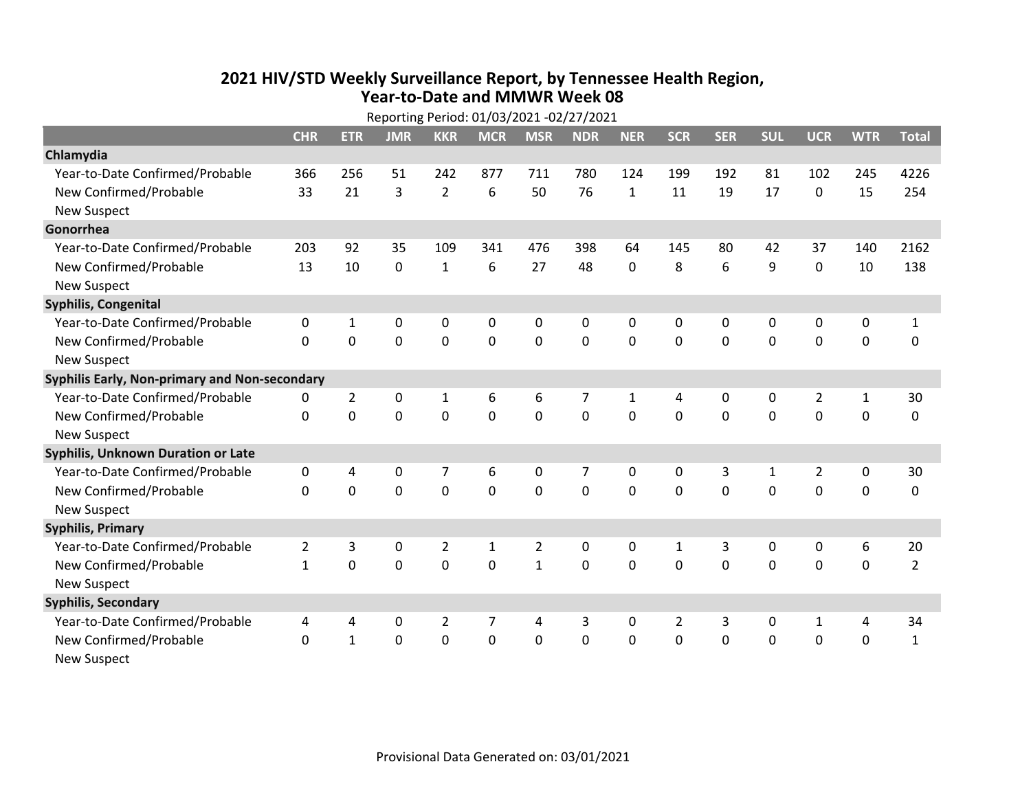# 2021 HIV/STD Weekly Surveillance Report, by Tennessee Health Region, Year-to-Date and MMWR Week 08

Reporting Period: 01/03/2021 -02/27/2021

| | CHR | ETR | JMR | KKR | MCR | MSR | NDR | NER | SCR | SER | SUL | UCR | WTR | Total |
|---|---|---|---|---|---|---|---|---|---|---|---|---|---|---|
| **Chlamydia** | | | | | | | | | | | | | | |
| Year-to-Date Confirmed/Probable | 366 | 256 | 51 | 242 | 877 | 711 | 780 | 124 | 199 | 192 | 81 | 102 | 245 | 4226 |
| New Confirmed/Probable | 33 | 21 | 3 | 2 | 6 | 50 | 76 | 1 | 11 | 19 | 17 | 0 | 15 | 254 |
| New Suspect | | | | | | | | | | | | | | |
| **Gonorrhea** | | | | | | | | | | | | | | |
| Year-to-Date Confirmed/Probable | 203 | 92 | 35 | 109 | 341 | 476 | 398 | 64 | 145 | 80 | 42 | 37 | 140 | 2162 |
| New Confirmed/Probable | 13 | 10 | 0 | 1 | 6 | 27 | 48 | 0 | 8 | 6 | 9 | 0 | 10 | 138 |
| New Suspect | | | | | | | | | | | | | | |
| **Syphilis, Congenital** | | | | | | | | | | | | | | |
| Year-to-Date Confirmed/Probable | 0 | 1 | 0 | 0 | 0 | 0 | 0 | 0 | 0 | 0 | 0 | 0 | 0 | 1 |
| New Confirmed/Probable | 0 | 0 | 0 | 0 | 0 | 0 | 0 | 0 | 0 | 0 | 0 | 0 | 0 | 0 |
| New Suspect | | | | | | | | | | | | | | |
| **Syphilis Early, Non-primary and Non-secondary** | | | | | | | | | | | | | | |
| Year-to-Date Confirmed/Probable | 0 | 2 | 0 | 1 | 6 | 6 | 7 | 1 | 4 | 0 | 0 | 2 | 1 | 30 |
| New Confirmed/Probable | 0 | 0 | 0 | 0 | 0 | 0 | 0 | 0 | 0 | 0 | 0 | 0 | 0 | 0 |
| New Suspect | | | | | | | | | | | | | | |
| **Syphilis, Unknown Duration or Late** | | | | | | | | | | | | | | |
| Year-to-Date Confirmed/Probable | 0 | 4 | 0 | 7 | 6 | 0 | 7 | 0 | 0 | 3 | 1 | 2 | 0 | 30 |
| New Confirmed/Probable | 0 | 0 | 0 | 0 | 0 | 0 | 0 | 0 | 0 | 0 | 0 | 0 | 0 | 0 |
| New Suspect | | | | | | | | | | | | | | |
| **Syphilis, Primary** | | | | | | | | | | | | | | |
| Year-to-Date Confirmed/Probable | 2 | 3 | 0 | 2 | 1 | 2 | 0 | 0 | 1 | 3 | 0 | 0 | 6 | 20 |
| New Confirmed/Probable | 1 | 0 | 0 | 0 | 0 | 1 | 0 | 0 | 0 | 0 | 0 | 0 | 0 | 2 |
| New Suspect | | | | | | | | | | | | | | |
| **Syphilis, Secondary** | | | | | | | | | | | | | | |
| Year-to-Date Confirmed/Probable | 4 | 4 | 0 | 2 | 7 | 4 | 3 | 0 | 2 | 3 | 0 | 1 | 4 | 34 |
| New Confirmed/Probable | 0 | 1 | 0 | 0 | 0 | 0 | 0 | 0 | 0 | 0 | 0 | 0 | 0 | 1 |
| New Suspect | | | | | | | | | | | | | | |

Provisional Data Generated on: 03/01/2021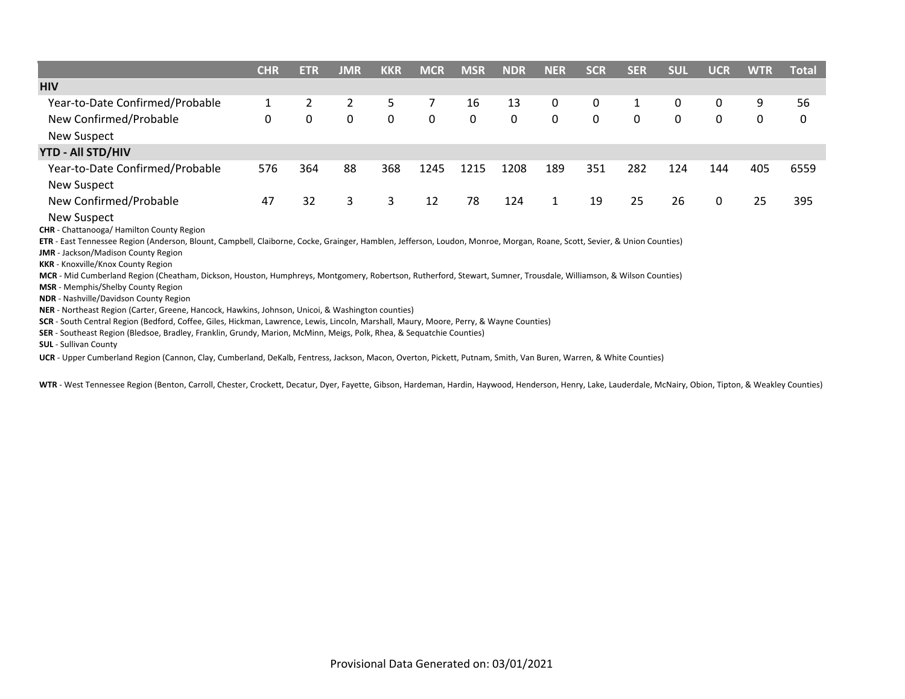| | CHR | ETR | JMR | KKR | MCR | MSR | NDR | NER | SCR | SER | SUL | UCR | WTR | Total |
|---|---|---|---|---|---|---|---|---|---|---|---|---|---|---|
| **HIV** | | | | | | | | | | | | | | |
| Year-to-Date Confirmed/Probable | 1 | 2 | 2 | 5 | 7 | 16 | 13 | 0 | 0 | 1 | 0 | 0 | 9 | 56 |
| New Confirmed/Probable | 0 | 0 | 0 | 0 | 0 | 0 | 0 | 0 | 0 | 0 | 0 | 0 | 0 | 0 |
| New Suspect | | | | | | | | | | | | | | |
| **YTD - All STD/HIV** | | | | | | | | | | | | | | |
| Year-to-Date Confirmed/Probable | 576 | 364 | 88 | 368 | 1245 | 1215 | 1208 | 189 | 351 | 282 | 124 | 144 | 405 | 6559 |
| New Suspect | | | | | | | | | | | | | | |
| New Confirmed/Probable | 47 | 32 | 3 | 3 | 12 | 78 | 124 | 1 | 19 | 25 | 26 | 0 | 25 | 395 |
| New Suspect | | | | | | | | | | | | | | |

**CHR** - Chattanooga/ Hamilton County Region

**ETR** - East Tennessee Region (Anderson, Blount, Campbell, Claiborne, Cocke, Grainger, Hamblen, Jefferson, Loudon, Monroe, Morgan, Roane, Scott, Sevier, & Union Counties)

**JMR** - Jackson/Madison County Region

**KKR** - Knoxville/Knox County Region

**MCR** - Mid Cumberland Region (Cheatham, Dickson, Houston, Humphreys, Montgomery, Robertson, Rutherford, Stewart, Sumner, Trousdale, Williamson, & Wilson Counties)

**MSR** - Memphis/Shelby County Region

**NDR** - Nashville/Davidson County Region

**NER** - Northeast Region (Carter, Greene, Hancock, Hawkins, Johnson, Unicoi, & Washington counties)

**SCR** - South Central Region (Bedford, Coffee, Giles, Hickman, Lawrence, Lewis, Lincoln, Marshall, Maury, Moore, Perry, & Wayne Counties)

**SER** - Southeast Region (Bledsoe, Bradley, Franklin, Grundy, Marion, McMinn, Meigs, Polk, Rhea, & Sequatchie Counties)

**SUL** - Sullivan County

**UCR** - Upper Cumberland Region (Cannon, Clay, Cumberland, DeKalb, Fentress, Jackson, Macon, Overton, Pickett, Putnam, Smith, Van Buren, Warren, & White Counties)

**WTR** - West Tennessee Region (Benton, Carroll, Chester, Crockett, Decatur, Dyer, Fayette, Gibson, Hardeman, Hardin, Haywood, Henderson, Henry, Lake, Lauderdale, McNairy, Obion, Tipton, & Weakley Counties)

Provisional Data Generated on: 03/01/2021